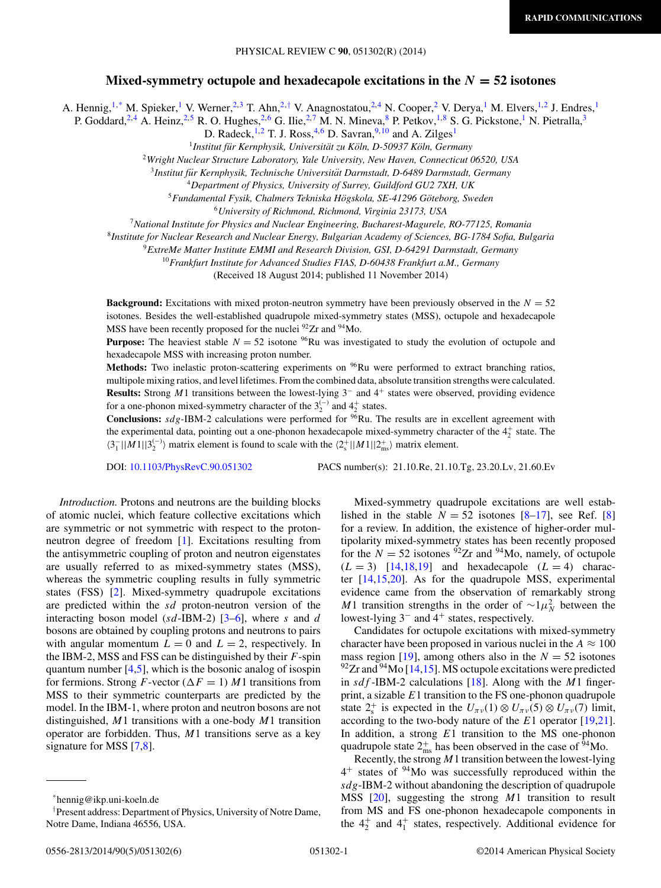RAPID COMMUNICATIONS

# Mixed-symmetry octupole and hexadecapole excitations in the $N = 52$ isotones

A. Hennig,[1,*] M. Spieker,[1] V. Werner,[2,3] T. Ahn,[2,†] V. Anagnostatou,[2,4] N. Cooper,[2] V. Derya,[1] M. Elvers,[1,2] J. Endres,[1] P. Goddard,[2,4] A. Heinz,[2,5] R. O. Hughes,[2,6] G. Ilie,[2,7] M. N. Mineva,[8] P. Petkov,[1,8] S. G. Pickstone,[1] N. Pietralla,[3] D. Radeck,[1,2] T. J. Ross,[4,6] D. Savran,[9,10] and A. Zilges[1]

[1]*Institut für Kernphysik, Universität zu Köln, D-50937 Köln, Germany*
[2]*Wright Nuclear Structure Laboratory, Yale University, New Haven, Connecticut 06520, USA*
[3]*Institut für Kernphysik, Technische Universität Darmstadt, D-6489 Darmstadt, Germany*
[4]*Department of Physics, University of Surrey, Guildford GU2 7XH, UK*
[5]*Fundamental Fysik, Chalmers Tekniska Högskola, SE-41296 Göteborg, Sweden*
[6]*University of Richmond, Richmond, Virginia 23173, USA*
[7]*National Institute for Physics and Nuclear Engineering, Bucharest-Magurele, RO-77125, Romania*
[8]*Institute for Nuclear Research and Nuclear Energy, Bulgarian Academy of Sciences, BG-1784 Sofia, Bulgaria*
[9]*ExtreMe Matter Institute EMMI and Research Division, GSI, D-64291 Darmstadt, Germany*
[10]*Frankfurt Institute for Advanced Studies FIAS, D-60438 Frankfurt a.M., Germany*

(Received 18 August 2014; published 11 November 2014)

**Background:** Excitations with mixed proton-neutron symmetry have been previously observed in the $N = 52$ isotones. Besides the well-established quadrupole mixed-symmetry states (MSS), octupole and hexadecapole MSS have been recently proposed for the nuclei $^{92}$Zr and $^{94}$Mo.

**Purpose:** The heaviest stable $N = 52$ isotone $^{96}$Ru was investigated to study the evolution of octupole and hexadecapole MSS with increasing proton number.

**Methods:** Two inelastic proton-scattering experiments on $^{96}$Ru were performed to extract branching ratios, multipole mixing ratios, and level lifetimes. From the combined data, absolute transition strengths were calculated.

**Results:** Strong $M1$ transitions between the lowest-lying $3^-$ and $4^+$ states were observed, providing evidence for a one-phonon mixed-symmetry character of the $3_2^{(-)}$ and $4_2^+$ states.

**Conclusions:** $sdg$-IBM-2 calculations were performed for $^{96}$Ru. The results are in excellent agreement with the experimental data, pointing out a one-phonon hexadecapole mixed-symmetry character of the $4_2^+$ state. The $\langle 3_1^- || M1 || 3_2^{(-)} \rangle$ matrix element is found to scale with the $\langle 2_s^+ || M1 || 2_{ms}^+ \rangle$ matrix element.

DOI: 10.1103/PhysRevC.90.051302 PACS number(s): 21.10.Re, 21.10.Tg, 23.20.Lv, 21.60.Ev

*Introduction.* Protons and neutrons are the building blocks of atomic nuclei, which feature collective excitations which are symmetric or not symmetric with respect to the proton-neutron degree of freedom [1]. Excitations resulting from the antisymmetric coupling of proton and neutron eigenstates are usually referred to as mixed-symmetry states (MSS), whereas the symmetric coupling results in fully symmetric states (FSS) [2]. Mixed-symmetry quadrupole excitations are predicted within the $sd$ proton-neutron version of the interacting boson model ($sd$-IBM-2) [3–6], where $s$ and $d$ bosons are obtained by coupling protons and neutrons to pairs with angular momentum $L = 0$ and $L = 2$, respectively. In the IBM-2, MSS and FSS can be distinguished by their $F$-spin quantum number [4,5], which is the bosonic analog of isospin for fermions. Strong $F$-vector ($\Delta F = 1$) $M1$ transitions from MSS to their symmetric counterparts are predicted by the model. In the IBM-1, where proton and neutron bosons are not distinguished, $M1$ transitions with a one-body $M1$ transition operator are forbidden. Thus, $M1$ transitions serve as a key signature for MSS [7,8].

Mixed-symmetry quadrupole excitations are well established in the stable $N = 52$ isotones [8–17], see Ref. [8] for a review. In addition, the existence of higher-order multipolarity mixed-symmetry states has been recently proposed for the $N = 52$ isotones $^{92}$Zr and $^{94}$Mo, namely, of octupole ($L = 3$) [14,18,19] and hexadecapole ($L = 4$) character [14,15,20]. As for the quadrupole MSS, experimental evidence came from the observation of remarkably strong $M1$ transition strengths in the order of $\sim 1\mu_N^2$ between the lowest-lying $3^-$ and $4^+$ states, respectively.

Candidates for octupole excitations with mixed-symmetry character have been proposed in various nuclei in the $A \approx 100$ mass region [19], among others also in the $N = 52$ isotones $^{92}$Zr and $^{94}$Mo [14,15]. MS octupole excitations were predicted in $sdf$-IBM-2 calculations [18]. Along with the $M1$ fingerprint, a sizable $E1$ transition to the FS one-phonon quadrupole state $2_s^+$ is expected in the $U_{\pi\nu}(1) \otimes U_{\pi\nu}(5) \otimes U_{\pi\nu}(7)$ limit, according to the two-body nature of the $E1$ operator [19,21]. In addition, a strong $E1$ transition to the MS one-phonon quadrupole state $2_{ms}^+$ has been observed in the case of $^{94}$Mo.

Recently, the strong $M1$ transition between the lowest-lying $4^+$ states of $^{94}$Mo was successfully reproduced within the $sdg$-IBM-2 without abandoning the description of quadrupole MSS [20], suggesting the strong $M1$ transition to result from MS and FS one-phonon hexadecapole components in the $4_2^+$ and $4_1^+$ states, respectively. Additional evidence for

---

*hennig@ikp.uni-koeln.de

†Present address: Department of Physics, University of Notre Dame, Notre Dame, Indiana 46556, USA.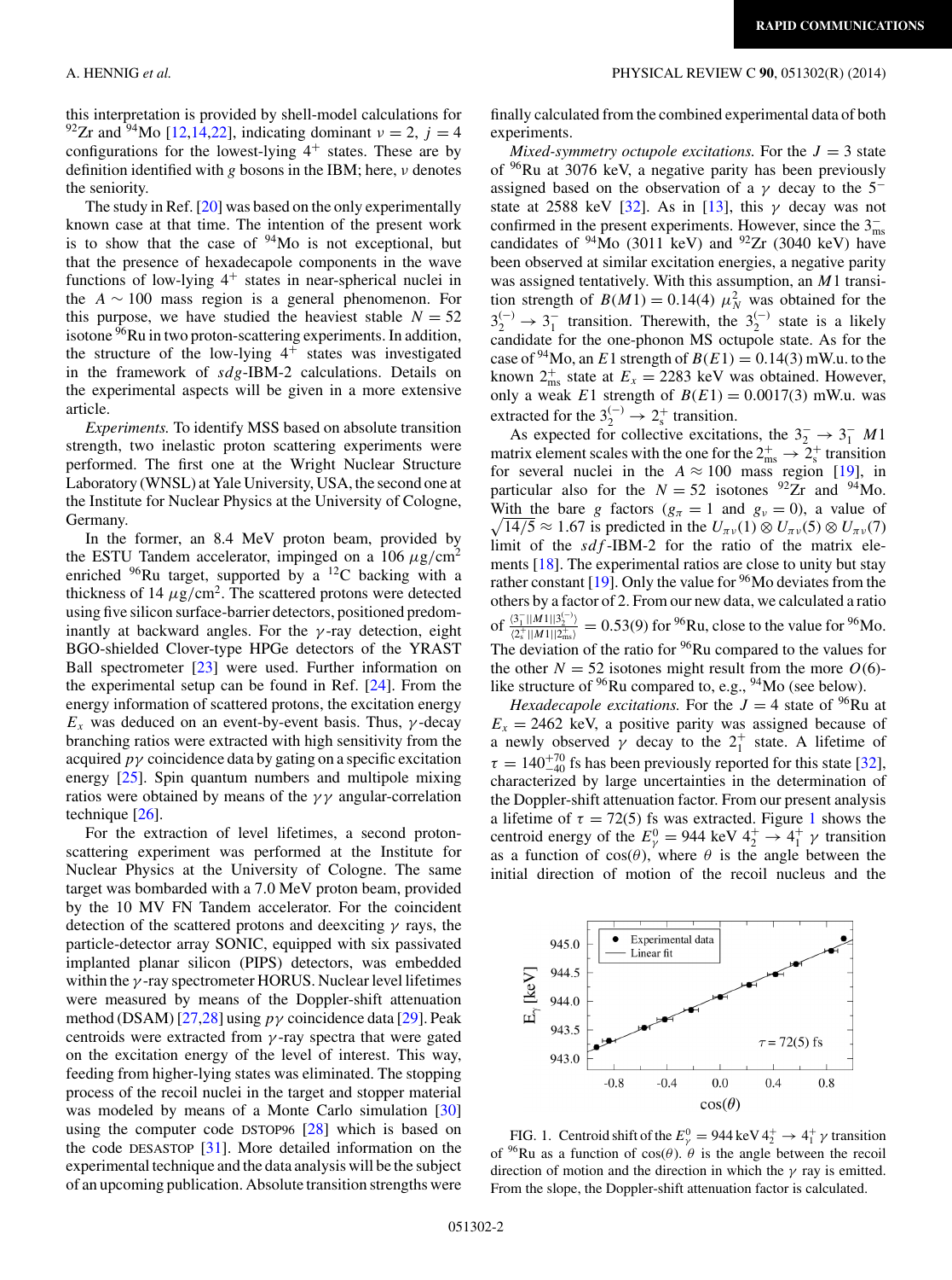this interpretation is provided by shell-model calculations for $^{92}$Zr and $^{94}$Mo [12,14,22], indicating dominant $\nu = 2$, $j = 4$ configurations for the lowest-lying $4^+$ states. These are by definition identified with $g$ bosons in the IBM; here, $\nu$ denotes the seniority.

The study in Ref. [20] was based on the only experimentally known case at that time. The intention of the present work is to show that the case of $^{94}$Mo is not exceptional, but that the presence of hexadecapole components in the wave functions of low-lying $4^+$ states in near-spherical nuclei in the $A \sim 100$ mass region is a general phenomenon. For this purpose, we have studied the heaviest stable $N = 52$ isotone $^{96}$Ru in two proton-scattering experiments. In addition, the structure of the low-lying $4^+$ states was investigated in the framework of $sdg$-IBM-2 calculations. Details on the experimental aspects will be given in a more extensive article.

*Experiments.* To identify MSS based on absolute transition strength, two inelastic proton scattering experiments were performed. The first one at the Wright Nuclear Structure Laboratory (WNSL) at Yale University, USA, the second one at the Institute for Nuclear Physics at the University of Cologne, Germany.

In the former, an 8.4 MeV proton beam, provided by the ESTU Tandem accelerator, impinged on a 106 $\mu$g/cm$^2$ enriched $^{96}$Ru target, supported by a $^{12}$C backing with a thickness of 14 $\mu$g/cm$^2$. The scattered protons were detected using five silicon surface-barrier detectors, positioned predominantly at backward angles. For the $\gamma$-ray detection, eight BGO-shielded Clover-type HPGe detectors of the YRAST Ball spectrometer [23] were used. Further information on the experimental setup can be found in Ref. [24]. From the energy information of scattered protons, the excitation energy $E_x$ was deduced on an event-by-event basis. Thus, $\gamma$-decay branching ratios were extracted with high sensitivity from the acquired $p\gamma$ coincidence data by gating on a specific excitation energy [25]. Spin quantum numbers and multipole mixing ratios were obtained by means of the $\gamma\gamma$ angular-correlation technique [26].

For the extraction of level lifetimes, a second proton-scattering experiment was performed at the Institute for Nuclear Physics at the University of Cologne. The same target was bombarded with a 7.0 MeV proton beam, provided by the 10 MV FN Tandem accelerator. For the coincident detection of the scattered protons and deexciting $\gamma$ rays, the particle-detector array SONIC, equipped with six passivated implanted planar silicon (PIPS) detectors, was embedded within the $\gamma$-ray spectrometer HORUS. Nuclear level lifetimes were measured by means of the Doppler-shift attenuation method (DSAM) [27,28] using $p\gamma$ coincidence data [29]. Peak centroids were extracted from $\gamma$-ray spectra that were gated on the excitation energy of the level of interest. This way, feeding from higher-lying states was eliminated. The stopping process of the recoil nuclei in the target and stopper material was modeled by means of a Monte Carlo simulation [30] using the computer code DSTOP96 [28] which is based on the code DESASTOP [31]. More detailed information on the experimental technique and the data analysis will be the subject of an upcoming publication. Absolute transition strengths were finally calculated from the combined experimental data of both experiments.

*Mixed-symmetry octupole excitations.* For the $J = 3$ state of $^{96}$Ru at 3076 keV, a negative parity has been previously assigned based on the observation of a $\gamma$ decay to the $5^-$ state at 2588 keV [32]. As in [13], this $\gamma$ decay was not confirmed in the present experiments. However, since the $3^-_{\rm ms}$ candidates of $^{94}$Mo (3011 keV) and $^{92}$Zr (3040 keV) have been observed at similar excitation energies, a negative parity was assigned tentatively. With this assumption, an $M1$ transition strength of $B(M1) = 0.14(4)\ \mu_N^2$ was obtained for the $3_2^{(-)} \rightarrow 3_1^-$ transition. Therewith, the $3_2^{(-)}$ state is a likely candidate for the one-phonon MS octupole state. As for the case of $^{94}$Mo, an $E1$ strength of $B(E1) = 0.14(3)$ mW.u. to the known $2^+_{\rm ms}$ state at $E_x = 2283$ keV was obtained. However, only a weak $E1$ strength of $B(E1) = 0.0017(3)$ mW.u. was extracted for the $3_2^{(-)} \rightarrow 2^+_s$ transition.

As expected for collective excitations, the $3_2^- \rightarrow 3_1^-$ $M1$ matrix element scales with the one for the $2^+_{\rm ms} \rightarrow 2^+_s$ transition for several nuclei in the $A \approx 100$ mass region [19], in particular also for the $N = 52$ isotones $^{92}$Zr and $^{94}$Mo. With the bare $g$ factors ($g_\pi = 1$ and $g_\nu = 0$), a value of $\sqrt{14/5} \approx 1.67$ is predicted in the $U_{\pi\nu}(1) \otimes U_{\pi\nu}(5) \otimes U_{\pi\nu}(7)$ limit of the $sdf$-IBM-2 for the ratio of the matrix elements [18]. The experimental ratios are close to unity but stay rather constant [19]. Only the value for $^{96}$Mo deviates from the others by a factor of 2. From our new data, we calculated a ratio of $\frac{\langle 3_1^- \| M1 \| 3_2^{(-)} \rangle}{\langle 2_s^+ \| M1 \| 2^+_{\rm ms} \rangle} = 0.53(9)$ for $^{96}$Ru, close to the value for $^{96}$Mo. The deviation of the ratio for $^{96}$Ru compared to the values for the other $N = 52$ isotones might result from the more $O(6)$-like structure of $^{96}$Ru compared to, e.g., $^{94}$Mo (see below).

*Hexadecapole excitations.* For the $J = 4$ state of $^{96}$Ru at $E_x = 2462$ keV, a positive parity was assigned because of a newly observed $\gamma$ decay to the $2_1^+$ state. A lifetime of $\tau = 140^{+70}_{-40}$ fs has been previously reported for this state [32], characterized by large uncertainties in the determination of the Doppler-shift attenuation factor. From our present analysis a lifetime of $\tau = 72(5)$ fs was extracted. Figure 1 shows the centroid energy of the $E^0_\gamma = 944$ keV $4_2^+ \rightarrow 4_1^+$ $\gamma$ transition as a function of $\cos(\theta)$, where $\theta$ is the angle between the initial direction of motion of the recoil nucleus and the

FIG. 1. Centroid shift of the $E^0_\gamma = 944$ keV $4_2^+ \rightarrow 4_1^+$ $\gamma$ transition of $^{96}$Ru as a function of $\cos(\theta)$. $\theta$ is the angle between the recoil direction of motion and the direction in which the $\gamma$ ray is emitted. From the slope, the Doppler-shift attenuation factor is calculated.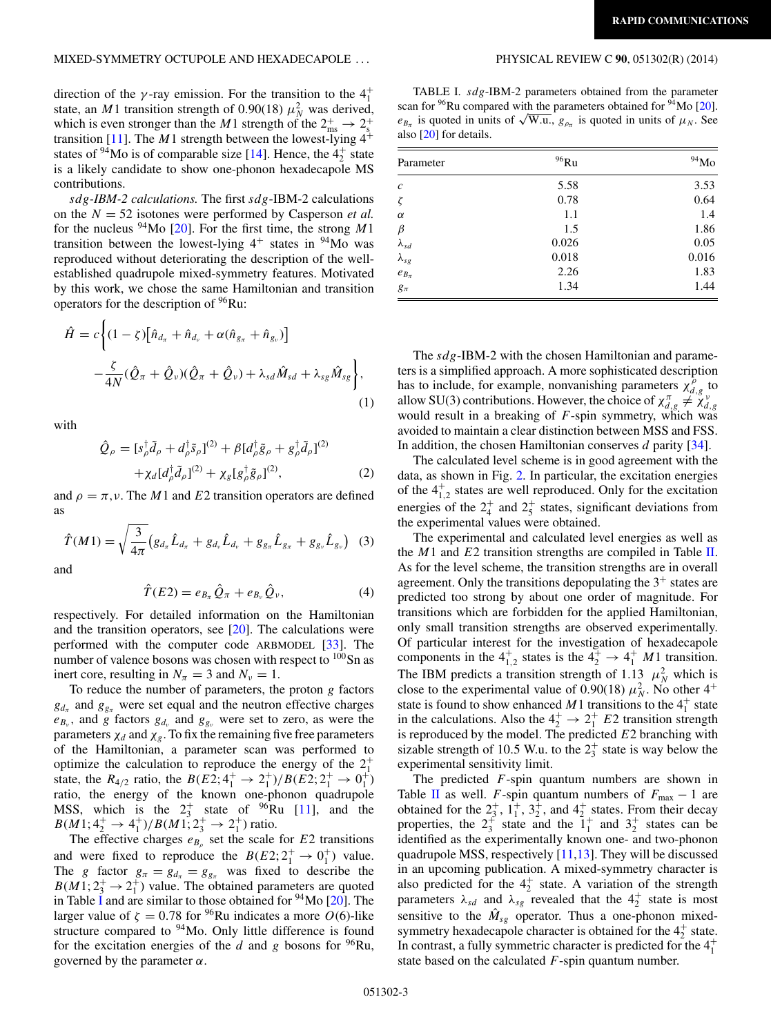direction of the $\gamma$-ray emission. For the transition to the $4_1^+$ state, an $M1$ transition strength of 0.90(18) $\mu_N^2$ was derived, which is even stronger than the $M1$ strength of the $2^+_{\rm ms} \rightarrow 2^+_{\rm s}$ transition [11]. The $M1$ strength between the lowest-lying $4^+$ states of $^{94}$Mo is of comparable size [14]. Hence, the $4_2^+$ state is a likely candidate to show one-phonon hexadecapole MS contributions.

*sdg-IBM-2 calculations.* The first *sdg*-IBM-2 calculations on the $N = 52$ isotones were performed by Casperson *et al.* for the nucleus $^{94}$Mo [20]. For the first time, the strong $M1$ transition between the lowest-lying $4^+$ states in $^{94}$Mo was reproduced without deteriorating the description of the well-established quadrupole mixed-symmetry features. Motivated by this work, we chose the same Hamiltonian and transition operators for the description of $^{96}$Ru:

$$\hat{H} = c\Big\{(1-\zeta)\big[\hat{n}_{d_\pi} + \hat{n}_{d_\nu} + \alpha(\hat{n}_{g_\pi} + \hat{n}_{g_\nu})\big] - \frac{\zeta}{4N}(\hat{Q}_\pi + \hat{Q}_\nu)(\hat{Q}_\pi + \hat{Q}_\nu) + \lambda_{sd}\hat{M}_{sd} + \lambda_{sg}\hat{M}_{sg}\Big\}, \tag{1}$$

with

$$\hat{Q}_\rho = [s^\dagger_\rho \tilde{d}_\rho + d^\dagger_\rho \tilde{s}_\rho]^{(2)} + \beta[d^\dagger_\rho \tilde{g}_\rho + g^\dagger_\rho \tilde{d}_\rho]^{(2)} + \chi_d[d^\dagger_\rho \tilde{d}_\rho]^{(2)} + \chi_g[g^\dagger_\rho \tilde{g}_\rho]^{(2)}, \tag{2}$$

and $\rho = \pi, \nu$. The $M1$ and $E2$ transition operators are defined as

$$\hat{T}(M1) = \sqrt{\frac{3}{4\pi}}\big(g_{d_\pi}\hat{L}_{d_\pi} + g_{d_\nu}\hat{L}_{d_\nu} + g_{g_\pi}\hat{L}_{g_\pi} + g_{g_\nu}\hat{L}_{g_\nu}\big) \tag{3}$$

and

$$\hat{T}(E2) = e_{B_\pi}\hat{Q}_\pi + e_{B_\nu}\hat{Q}_\nu, \tag{4}$$

respectively. For detailed information on the Hamiltonian and the transition operators, see [20]. The calculations were performed with the computer code ARBMODEL [33]. The number of valence bosons was chosen with respect to $^{100}$Sn as inert core, resulting in $N_\pi = 3$ and $N_\nu = 1$.

To reduce the number of parameters, the proton $g$ factors $g_{d_\pi}$ and $g_{g_\pi}$ were set equal and the neutron effective charges $e_{B_\nu}$, and $g$ factors $g_{d_\nu}$ and $g_{g_\nu}$ were set to zero, as were the parameters $\chi_d$ and $\chi_g$. To fix the remaining five free parameters of the Hamiltonian, a parameter scan was performed to optimize the calculation to reproduce the energy of the $2_1^+$ state, the $R_{4/2}$ ratio, the $B(E2; 4_1^+ \rightarrow 2_1^+)/B(E2; 2_1^+ \rightarrow 0_1^+)$ ratio, the energy of the known one-phonon quadrupole MSS, which is the $2_3^+$ state of $^{96}$Ru [11], and the $B(M1; 4_2^+ \rightarrow 4_1^+)/B(M1; 2_3^+ \rightarrow 2_1^+)$ ratio.

The effective charges $e_{B_\rho}$ set the scale for $E2$ transitions and were fixed to reproduce the $B(E2; 2_1^+ \rightarrow 0_1^+)$ value. The $g$ factor $g_\pi = g_{d_\pi} = g_{g_\pi}$ was fixed to describe the $B(M1; 2_3^+ \rightarrow 2_1^+)$ value. The obtained parameters are quoted in Table I and are similar to those obtained for $^{94}$Mo [20]. The larger value of $\zeta = 0.78$ for $^{96}$Ru indicates a more $O(6)$-like structure compared to $^{94}$Mo. Only little difference is found for the excitation energies of the $d$ and $g$ bosons for $^{96}$Ru, governed by the parameter $\alpha$.

TABLE I. *sdg*-IBM-2 parameters obtained from the parameter scan for $^{96}$Ru compared with the parameters obtained for $^{94}$Mo [20]. $e_{B_\pi}$ is quoted in units of $\sqrt{\text{W.u.}}$, $g_{\rho_\pi}$ is quoted in units of $\mu_N$. See also [20] for details.

| Parameter | $^{96}$Ru | $^{94}$Mo |
|---|---|---|
| $c$ | 5.58 | 3.53 |
| $\zeta$ | 0.78 | 0.64 |
| $\alpha$ | 1.1 | 1.4 |
| $\beta$ | 1.5 | 1.86 |
| $\lambda_{sd}$ | 0.026 | 0.05 |
| $\lambda_{sg}$ | 0.018 | 0.016 |
| $e_{B_\pi}$ | 2.26 | 1.83 |
| $g_\pi$ | 1.34 | 1.44 |

The *sdg*-IBM-2 with the chosen Hamiltonian and parameters is a simplified approach. A more sophisticated description has to include, for example, nonvanishing parameters $\chi^\rho_{d,g}$ to allow SU(3) contributions. However, the choice of $\chi^\pi_{d,g} \neq \chi^\nu_{d,g}$ would result in a breaking of $F$-spin symmetry, which was avoided to maintain a clear distinction between MSS and FSS. In addition, the chosen Hamiltonian conserves $d$ parity [34].

The calculated level scheme is in good agreement with the data, as shown in Fig. 2. In particular, the excitation energies of the $4^+_{1,2}$ states are well reproduced. Only for the excitation energies of the $2_4^+$ and $2_5^+$ states, significant deviations from the experimental values were obtained.

The experimental and calculated level energies as well as the $M1$ and $E2$ transition strengths are compiled in Table II. As for the level scheme, the transition strengths are in overall agreement. Only the transitions depopulating the $3^+$ states are predicted too strong by about one order of magnitude. For transitions which are forbidden for the applied Hamiltonian, only small transition strengths are observed experimentally. Of particular interest for the investigation of hexadecapole components in the $4^+_{1,2}$ states is the $4_2^+ \rightarrow 4_1^+$ $M1$ transition. The IBM predicts a transition strength of 1.13 $\mu_N^2$ which is close to the experimental value of 0.90(18) $\mu_N^2$. No other $4^+$ state is found to show enhanced $M1$ transitions to the $4_1^+$ state in the calculations. Also the $4_2^+ \rightarrow 2_1^+$ $E2$ transition strength is reproduced by the model. The predicted $E2$ branching with sizable strength of 10.5 W.u. to the $2_3^+$ state is way below the experimental sensitivity limit.

The predicted $F$-spin quantum numbers are shown in Table II as well. $F$-spin quantum numbers of $F_{\rm max} - 1$ are obtained for the $2_3^+$, $1_1^+$, $3_2^+$, and $4_2^+$ states. From their decay properties, the $2_3^+$ state and the $1_1^+$ and $3_2^+$ states can be identified as the experimentally known one- and two-phonon quadrupole MSS, respectively [11,13]. They will be discussed in an upcoming publication. A mixed-symmetry character is also predicted for the $4_2^+$ state. A variation of the strength parameters $\lambda_{sd}$ and $\lambda_{sg}$ revealed that the $4_2^+$ state is most sensitive to the $\hat{M}_{sg}$ operator. Thus a one-phonon mixed-symmetry hexadecapole character is obtained for the $4_2^+$ state. In contrast, a fully symmetric character is predicted for the $4_1^+$ state based on the calculated $F$-spin quantum number.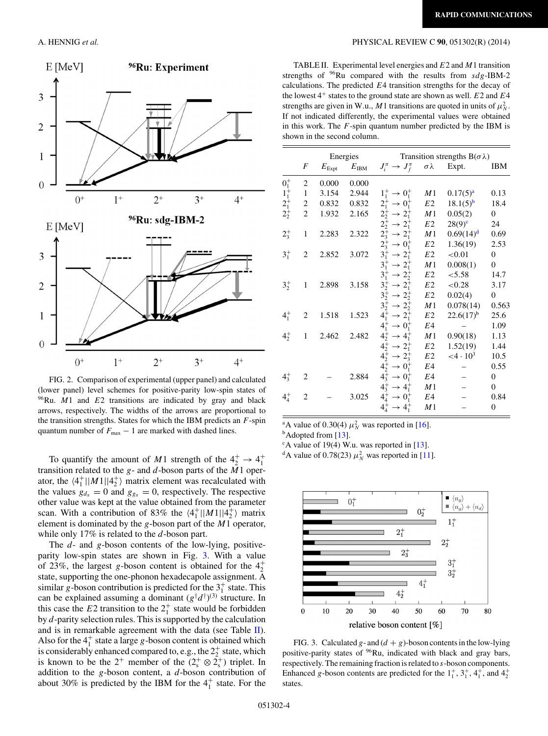FIG. 2. Comparison of experimental (upper panel) and calculated (lower panel) level schemes for positive-parity low-spin states of $^{96}$Ru. $M1$ and $E2$ transitions are indicated by gray and black arrows, respectively. The widths of the arrows are proportional to the transition strengths. States for which the IBM predicts an $F$-spin quantum number of $F_{max} - 1$ are marked with dashed lines.

To quantify the amount of $M1$ strength of the $4_2^+ \to 4_1^+$ transition related to the $g$- and $d$-boson parts of the $M1$ operator, the $\langle 4_1^+ || M1 || 4_2^+ \rangle$ matrix element was recalculated with the values $g_{d_\pi} = 0$ and $g_{g_\pi} = 0$, respectively. The respective other value was kept at the value obtained from the parameter scan. With a contribution of 83% the $\langle 4_1^+ || M1 || 4_2^+ \rangle$ matrix element is dominated by the $g$-boson part of the $M1$ operator, while only 17% is related to the $d$-boson part.

The $d$- and $g$-boson contents of the low-lying, positive-parity low-spin states are shown in Fig. 3. With a value of 23%, the largest $g$-boson content is obtained for the $4_2^+$ state, supporting the one-phonon hexadecapole assignment. A similar $g$-boson contribution is predicted for the $3_1^+$ state. This can be explained assuming a dominant $(g^\dagger d^\dagger)^{(3)}$ structure. In this case the $E2$ transition to the $2_1^+$ state would be forbidden by $d$-parity selection rules. This is supported by the calculation and is in remarkable agreement with the data (see Table II). Also for the $4_1^+$ state a large $g$-boson content is obtained which is considerably enhanced compared to, e.g., the $2_2^+$ state, which is known to be the $2^+$ member of the $(2_s^+ \otimes 2_s^+)$ triplet. In addition to the $g$-boson content, a $d$-boson contribution of about 30% is predicted by the IBM for the $4_1^+$ state. For the

TABLE II. Experimental level energies and $E2$ and $M1$ transition strengths of $^{96}$Ru compared with the results from $sdg$-IBM-2 calculations. The predicted $E4$ transition strengths for the decay of the lowest $4^+$ states to the ground state are shown as well. $E2$ and $E4$ strengths are given in W.u., $M1$ transitions are quoted in units of $\mu_N^2$. If not indicated differently, the experimental values were obtained in this work. The $F$-spin quantum number predicted by the IBM is shown in the second column.

| | | Energies | | Transition strengths B($\sigma\lambda$) | | | |
|---|---|---|---|---|---|---|---|
| | $F$ | $E_{Expt}$ | $E_{IBM}$ | $J_i^\pi \to J_f^\pi$ | $\sigma\lambda$ | Expt. | IBM |
| $0_1^+$ | 2 | 0.000 | 0.000 | | | | |
| $1_1^+$ | 1 | 3.154 | 2.944 | $1_1^+ \to 0_1^+$ | $M1$ | 0.17(5)[a] | 0.13 |
| $2_1^+$ | 2 | 0.832 | 0.832 | $2_1^+ \to 0_1^+$ | $E2$ | 18.1(5)[b] | 18.4 |
| $2_2^+$ | 2 | 1.932 | 2.165 | $2_2^+ \to 2_1^+$ | $M1$ | 0.05(2) | 0 |
| | | | | $2_2^+ \to 2_1^+$ | $E2$ | 28(9)[c] | 24 |
| $2_3^+$ | 1 | 2.283 | 2.322 | $2_3^+ \to 2_1^+$ | $M1$ | 0.69(14)[d] | 0.69 |
| | | | | $2_3^+ \to 0_1^+$ | $E2$ | 1.36(19) | 2.53 |
| $3_1^+$ | 2 | 2.852 | 3.072 | $3_1^+ \to 2_1^+$ | $E2$ | <0.01 | 0 |
| | | | | $3_1^+ \to 2_1^+$ | $M1$ | 0.008(1) | 0 |
| | | | | $3_1^+ \to 2_2^+$ | $E2$ | <5.58 | 14.7 |
| $3_2^+$ | 1 | 2.898 | 3.158 | $3_2^+ \to 2_1^+$ | $E2$ | <0.28 | 3.17 |
| | | | | $3_2^+ \to 2_2^+$ | $E2$ | 0.02(4) | 0 |
| | | | | $3_2^+ \to 2_2^+$ | $M1$ | 0.078(14) | 0.563 |
| $4_1^+$ | 2 | 1.518 | 1.523 | $4_1^+ \to 2_1^+$ | $E2$ | 22.6(17)[b] | 25.6 |
| | | | | $4_1^+ \to 0_1^+$ | $E4$ | – | 1.09 |
| $4_2^+$ | 1 | 2.462 | 2.482 | $4_2^+ \to 4_1^+$ | $M1$ | 0.90(18) | 1.13 |
| | | | | $4_2^+ \to 2_1^+$ | $E2$ | 1.52(19) | 1.44 |
| | | | | $4_2^+ \to 2_3^+$ | $E2$ | $<4 \cdot 10^3$ | 10.5 |
| | | | | $4_2^+ \to 0_1^+$ | $E4$ | – | 0.55 |
| $4_3^+$ | 2 | – | 2.884 | $4_3^+ \to 0_1^+$ | $E4$ | – | 0 |
| | | | | $4_3^+ \to 4_1^+$ | $M1$ | – | 0 |
| $4_4^+$ | 2 | – | 3.025 | $4_4^+ \to 0_1^+$ | $E4$ | – | 0.84 |
| | | | | $4_4^+ \to 4_1^+$ | $M1$ | – | 0 |

[a] A value of 0.30(4) $\mu_N^2$ was reported in [16].
[b] Adopted from [13].
[c] A value of 19(4) W.u. was reported in [13].
[d] A value of 0.78(23) $\mu_N^2$ was reported in [11].

FIG. 3. Calculated $g$- and $(d+g)$-boson contents in the low-lying positive-parity states of $^{96}$Ru, indicated with black and gray bars, respectively. The remaining fraction is related to $s$-boson components. Enhanced $g$-boson contents are predicted for the $1_1^+$, $3_1^+$, $4_1^+$, and $4_2^+$ states.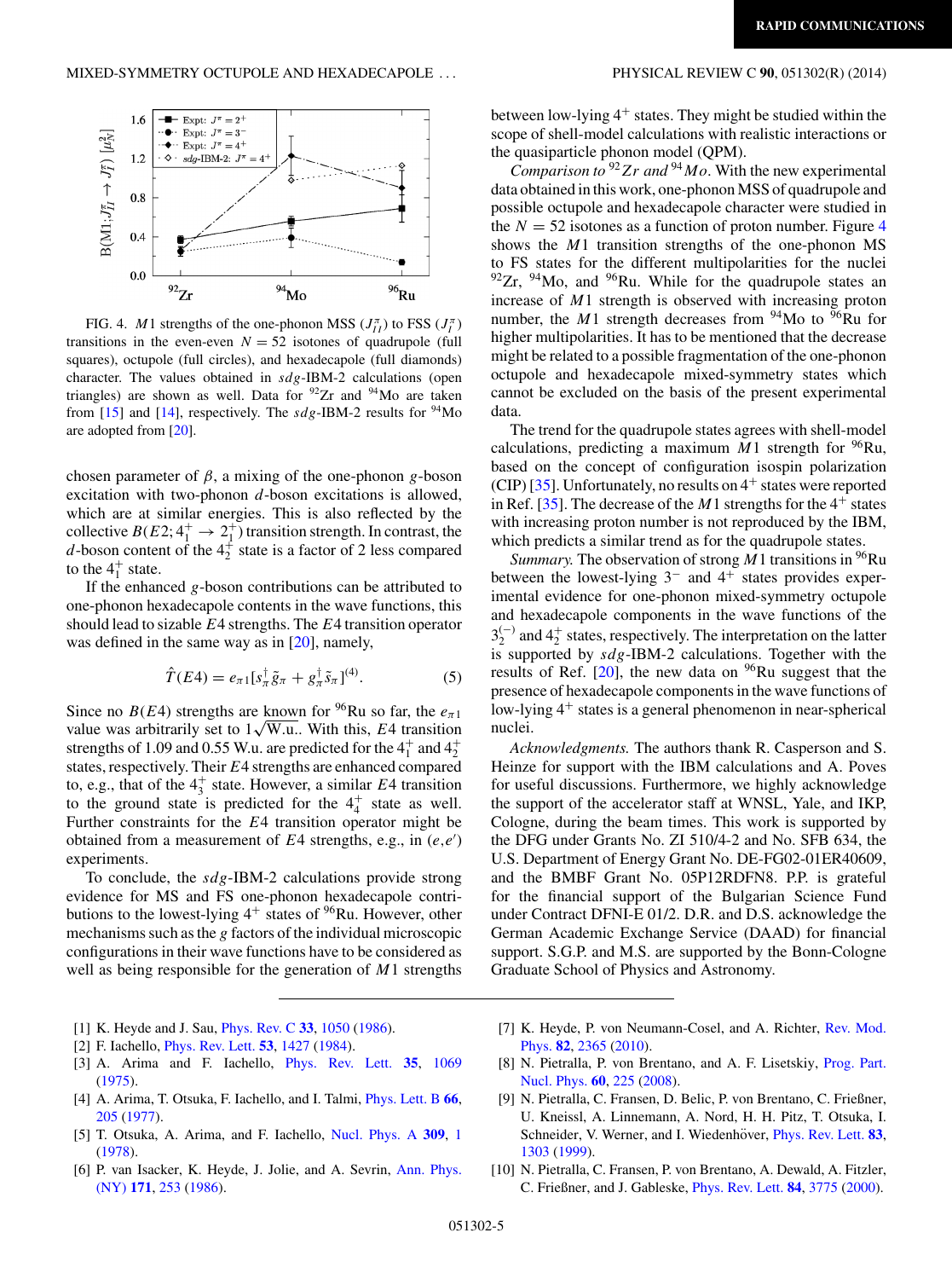FIG. 4. $M1$ strengths of the one-phonon MSS ($J^{\pi}_{II}$) to FSS ($J^{\pi}_{I}$) transitions in the even-even $N = 52$ isotones of quadrupole (full squares), octupole (full circles), and hexadecapole (full diamonds) character. The values obtained in $sdg$-IBM-2 calculations (open triangles) are shown as well. Data for $^{92}$Zr and $^{94}$Mo are taken from [15] and [14], respectively. The $sdg$-IBM-2 results for $^{94}$Mo are adopted from [20].

chosen parameter of $\beta$, a mixing of the one-phonon $g$-boson excitation with two-phonon $d$-boson excitations is allowed, which are at similar energies. This is also reflected by the collective $B(E2; 4^+_1 \rightarrow 2^+_1)$ transition strength. In contrast, the $d$-boson content of the $4^+_2$ state is a factor of 2 less compared to the $4^+_1$ state.

If the enhanced $g$-boson contributions can be attributed to one-phonon hexadecapole contents in the wave functions, this should lead to sizable $E4$ strengths. The $E4$ transition operator was defined in the same way as in [20], namely,

$$\hat{T}(E4) = e_{\pi 1}[s^{\dagger}_{\pi}\tilde{g}_{\pi} + g^{\dagger}_{\pi}\tilde{s}_{\pi}]^{(4)}. \qquad (5)$$

Since no $B(E4)$ strengths are known for $^{96}$Ru so far, the $e_{\pi 1}$ value was arbitrarily set to $1\sqrt{\text{W.u.}}$. With this, $E4$ transition strengths of 1.09 and 0.55 W.u. are predicted for the $4^+_1$ and $4^+_2$ states, respectively. Their $E4$ strengths are enhanced compared to, e.g., that of the $4^+_3$ state. However, a similar $E4$ transition to the ground state is predicted for the $4^+_4$ state as well. Further constraints for the $E4$ transition operator might be obtained from a measurement of $E4$ strengths, e.g., in $(e,e')$ experiments.

To conclude, the $sdg$-IBM-2 calculations provide strong evidence for MS and FS one-phonon hexadecapole contributions to the lowest-lying $4^+$ states of $^{96}$Ru. However, other mechanisms such as the $g$ factors of the individual microscopic configurations in their wave functions have to be considered as well as being responsible for the generation of $M1$ strengths between low-lying $4^+$ states. They might be studied within the scope of shell-model calculations with realistic interactions or the quasiparticle phonon model (QPM).

*Comparison to* $^{92}$*Zr and* $^{94}$*Mo.* With the new experimental data obtained in this work, one-phonon MSS of quadrupole and possible octupole and hexadecapole character were studied in the $N = 52$ isotones as a function of proton number. Figure 4 shows the $M1$ transition strengths of the one-phonon MS to FS states for the different multipolarities for the nuclei $^{92}$Zr, $^{94}$Mo, and $^{96}$Ru. While for the quadrupole states an increase of $M1$ strength is observed with increasing proton number, the $M1$ strength decreases from $^{94}$Mo to $^{96}$Ru for higher multipolarities. It has to be mentioned that the decrease might be related to a possible fragmentation of the one-phonon octupole and hexadecapole mixed-symmetry states which cannot be excluded on the basis of the present experimental data.

The trend for the quadrupole states agrees with shell-model calculations, predicting a maximum $M1$ strength for $^{96}$Ru, based on the concept of configuration isospin polarization (CIP) [35]. Unfortunately, no results on $4^+$ states were reported in Ref. [35]. The decrease of the $M1$ strengths for the $4^+$ states with increasing proton number is not reproduced by the IBM, which predicts a similar trend as for the quadrupole states.

*Summary.* The observation of strong $M1$ transitions in $^{96}$Ru between the lowest-lying $3^-$ and $4^+$ states provides experimental evidence for one-phonon mixed-symmetry octupole and hexadecapole components in the wave functions of the $3^{(-)}_2$ and $4^+_2$ states, respectively. The interpretation on the latter is supported by $sdg$-IBM-2 calculations. Together with the results of Ref. [20], the new data on $^{96}$Ru suggest that the presence of hexadecapole components in the wave functions of low-lying $4^+$ states is a general phenomenon in near-spherical nuclei.

*Acknowledgments.* The authors thank R. Casperson and S. Heinze for support with the IBM calculations and A. Poves for useful discussions. Furthermore, we highly acknowledge the support of the accelerator staff at WNSL, Yale, and IKP, Cologne, during the beam times. This work is supported by the DFG under Grants No. ZI 510/4-2 and No. SFB 634, the U.S. Department of Energy Grant No. DE-FG02-01ER40609, and the BMBF Grant No. 05P12RDFN8. P.P. is grateful for the financial support of the Bulgarian Science Fund under Contract DFNI-E 01/2. D.R. and D.S. acknowledge the German Academic Exchange Service (DAAD) for financial support. S.G.P. and M.S. are supported by the Bonn-Cologne Graduate School of Physics and Astronomy.

[1] K. Heyde and J. Sau, Phys. Rev. C **33**, 1050 (1986).
[2] F. Iachello, Phys. Rev. Lett. **53**, 1427 (1984).
[3] A. Arima and F. Iachello, Phys. Rev. Lett. **35**, 1069 (1975).
[4] A. Arima, T. Otsuka, F. Iachello, and I. Talmi, Phys. Lett. B **66**, 205 (1977).
[5] T. Otsuka, A. Arima, and F. Iachello, Nucl. Phys. A **309**, 1 (1978).
[6] P. van Isacker, K. Heyde, J. Jolie, and A. Sevrin, Ann. Phys. (NY) **171**, 253 (1986).
[7] K. Heyde, P. von Neumann-Cosel, and A. Richter, Rev. Mod. Phys. **82**, 2365 (2010).
[8] N. Pietralla, P. von Brentano, and A. F. Lisetskiy, Prog. Part. Nucl. Phys. **60**, 225 (2008).
[9] N. Pietralla, C. Fransen, D. Belic, P. von Brentano, C. Frießner, U. Kneissl, A. Linnemann, A. Nord, H. H. Pitz, T. Otsuka, I. Schneider, V. Werner, and I. Wiedenhöver, Phys. Rev. Lett. **83**, 1303 (1999).
[10] N. Pietralla, C. Fransen, P. von Brentano, A. Dewald, A. Fitzler, C. Frießner, and J. Gableske, Phys. Rev. Lett. **84**, 3775 (2000).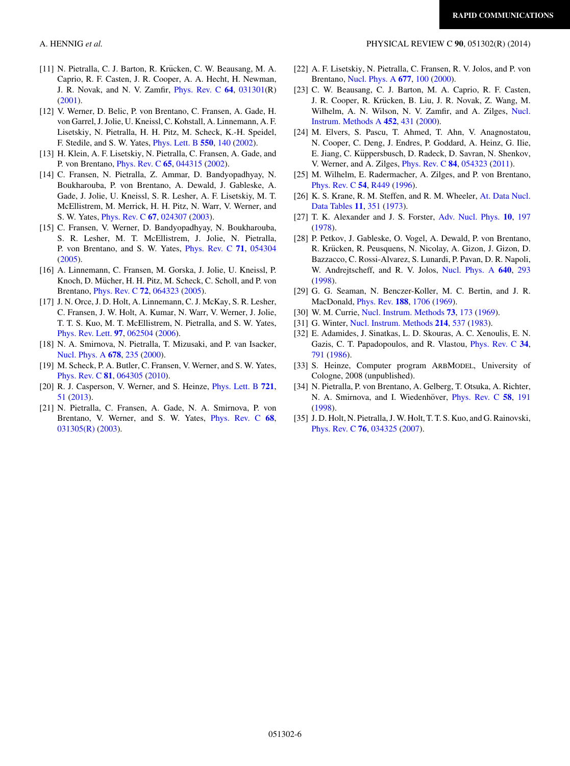[11] N. Pietralla, C. J. Barton, R. Krücken, C. W. Beausang, M. A. Caprio, R. F. Casten, J. R. Cooper, A. A. Hecht, H. Newman, J. R. Novak, and N. V. Zamfir, Phys. Rev. C **64**, 031301(R) (2001).

[12] V. Werner, D. Belic, P. von Brentano, C. Fransen, A. Gade, H. von Garrel, J. Jolie, U. Kneissl, C. Kohstall, A. Linnemann, A. F. Lisetskiy, N. Pietralla, H. H. Pitz, M. Scheck, K.-H. Speidel, F. Stedile, and S. W. Yates, Phys. Lett. B **550**, 140 (2002).

[13] H. Klein, A. F. Lisetskiy, N. Pietralla, C. Fransen, A. Gade, and P. von Brentano, Phys. Rev. C **65**, 044315 (2002).

[14] C. Fransen, N. Pietralla, Z. Ammar, D. Bandyopadhyay, N. Boukharouba, P. von Brentano, A. Dewald, J. Gableske, A. Gade, J. Jolie, U. Kneissl, S. R. Lesher, A. F. Lisetskiy, M. T. McEllistrem, M. Merrick, H. H. Pitz, N. Warr, V. Werner, and S. W. Yates, Phys. Rev. C **67**, 024307 (2003).

[15] C. Fransen, V. Werner, D. Bandyopadhyay, N. Boukharouba, S. R. Lesher, M. T. McEllistrem, J. Jolie, N. Pietralla, P. von Brentano, and S. W. Yates, Phys. Rev. C **71**, 054304 (2005).

[16] A. Linnemann, C. Fransen, M. Gorska, J. Jolie, U. Kneissl, P. Knoch, D. Mücher, H. H. Pitz, M. Scheck, C. Scholl, and P. von Brentano, Phys. Rev. C **72**, 064323 (2005).

[17] J. N. Orce, J. D. Holt, A. Linnemann, C. J. McKay, S. R. Lesher, C. Fransen, J. W. Holt, A. Kumar, N. Warr, V. Werner, J. Jolie, T. T. S. Kuo, M. T. McEllistrem, N. Pietralla, and S. W. Yates, Phys. Rev. Lett. **97**, 062504 (2006).

[18] N. A. Smirnova, N. Pietralla, T. Mizusaki, and P. van Isacker, Nucl. Phys. A **678**, 235 (2000).

[19] M. Scheck, P. A. Butler, C. Fransen, V. Werner, and S. W. Yates, Phys. Rev. C **81**, 064305 (2010).

[20] R. J. Casperson, V. Werner, and S. Heinze, Phys. Lett. B **721**, 51 (2013).

[21] N. Pietralla, C. Fransen, A. Gade, N. A. Smirnova, P. von Brentano, V. Werner, and S. W. Yates, Phys. Rev. C **68**, 031305(R) (2003).

[22] A. F. Lisetskiy, N. Pietralla, C. Fransen, R. V. Jolos, and P. von Brentano, Nucl. Phys. A **677**, 100 (2000).

[23] C. W. Beausang, C. J. Barton, M. A. Caprio, R. F. Casten, J. R. Cooper, R. Krücken, B. Liu, J. R. Novak, Z. Wang, M. Wilhelm, A. N. Wilson, N. V. Zamfir, and A. Zilges, Nucl. Instrum. Methods A **452**, 431 (2000).

[24] M. Elvers, S. Pascu, T. Ahmed, T. Ahn, V. Anagnostatou, N. Cooper, C. Deng, J. Endres, P. Goddard, A. Heinz, G. Ilie, E. Jiang, C. Küppersbusch, D. Radeck, D. Savran, N. Shenkov, V. Werner, and A. Zilges, Phys. Rev. C **84**, 054323 (2011).

[25] M. Wilhelm, E. Radermacher, A. Zilges, and P. von Brentano, Phys. Rev. C **54**, R449 (1996).

[26] K. S. Krane, R. M. Steffen, and R. M. Wheeler, At. Data Nucl. Data Tables **11**, 351 (1973).

[27] T. K. Alexander and J. S. Forster, Adv. Nucl. Phys. **10**, 197 (1978).

[28] P. Petkov, J. Gableske, O. Vogel, A. Dewald, P. von Brentano, R. Krücken, R. Peusquens, N. Nicolay, A. Gizon, J. Gizon, D. Bazzacco, C. Rossi-Alvarez, S. Lunardi, P. Pavan, D. R. Napoli, W. Andrejtscheff, and R. V. Jolos, Nucl. Phys. A **640**, 293 (1998).

[29] G. G. Seaman, N. Benczer-Koller, M. C. Bertin, and J. R. MacDonald, Phys. Rev. **188**, 1706 (1969).

[30] W. M. Currie, Nucl. Instrum. Methods **73**, 173 (1969).

[31] G. Winter, Nucl. Instrum. Methods **214**, 537 (1983).

[32] E. Adamides, J. Sinatkas, L. D. Skouras, A. C. Xenoulis, E. N. Gazis, C. T. Papadopoulos, and R. Vlastou, Phys. Rev. C **34**, 791 (1986).

[33] S. Heinze, Computer program ArbModel, University of Cologne, 2008 (unpublished).

[34] N. Pietralla, P. von Brentano, A. Gelberg, T. Otsuka, A. Richter, N. A. Smirnova, and I. Wiedenhöver, Phys. Rev. C **58**, 191 (1998).

[35] J. D. Holt, N. Pietralla, J. W. Holt, T. T. S. Kuo, and G. Rainovski, Phys. Rev. C **76**, 034325 (2007).